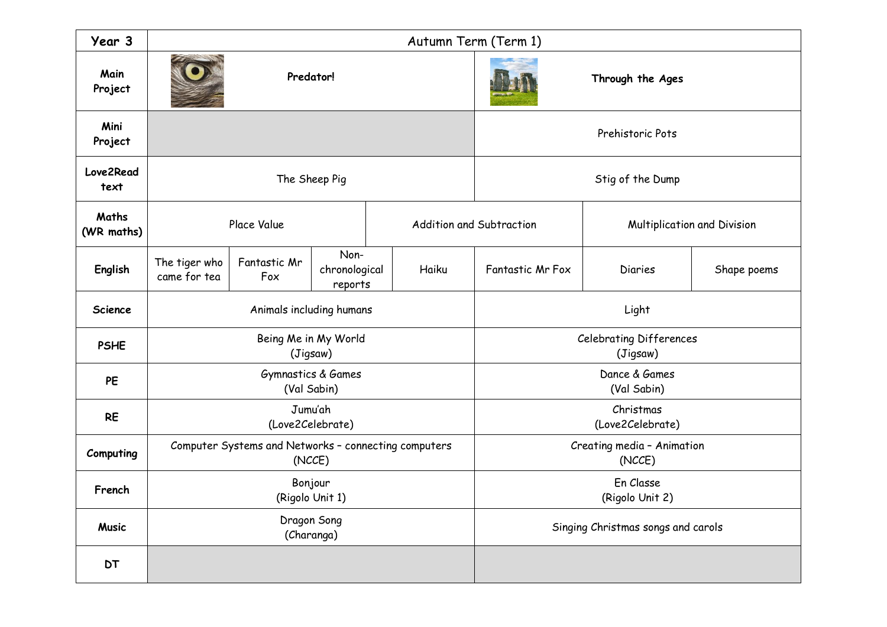| Year 3 | Autumn Term (Term 1) | | | | | |
|---|---|---|---|---|---|---|
| **Main Project** | **Predator!** | | | | **Through the Ages** | |
| **Mini Project** | | | | | Prehistoric Pots | |
| **Love2Read text** | The Sheep Pig | | | | Stig of the Dump | |
| **Maths (WR maths)** | Place Value | | Addition and Subtraction | | Multiplication and Division | |
| **English** | The tiger who came for tea | Fantastic Mr Fox | Non-chronological reports | Haiku | Fantastic Mr Fox | Diaries | Shape poems |
| **Science** | Animals including humans | | | | Light | |
| **PSHE** | Being Me in My World (Jigsaw) | | | | Celebrating Differences (Jigsaw) | |
| **PE** | Gymnastics & Games (Val Sabin) | | | | Dance & Games (Val Sabin) | |
| **RE** | Jumu'ah (Love2Celebrate) | | | | Christmas (Love2Celebrate) | |
| **Computing** | Computer Systems and Networks – connecting computers (NCCE) | | | | Creating media – Animation (NCCE) | |
| **French** | Bonjour (Rigolo Unit 1) | | | | En Classe (Rigolo Unit 2) | |
| **Music** | Dragon Song (Charanga) | | | | Singing Christmas songs and carols | |
| **DT** | | | | | | |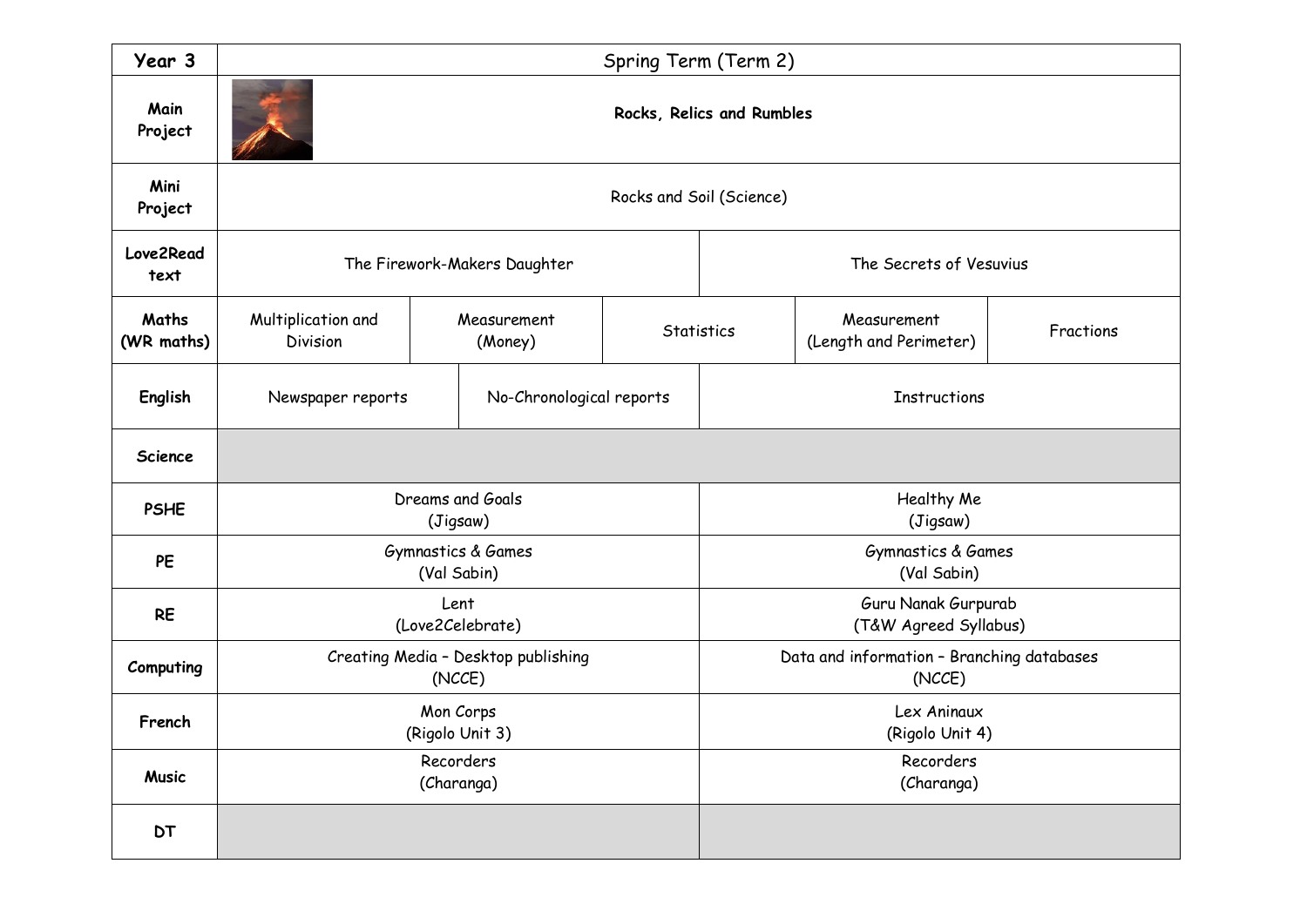| Year 3 | Spring Term (Term 2) | | | | |
|---|---|---|---|---|---|
| **Main Project** | **Rocks, Relics and Rumbles** | | | | |
| **Mini Project** | Rocks and Soil (Science) | | | | |
| **Love2Read text** | The Firework-Makers Daughter | | | The Secrets of Vesuvius | |
| **Maths (WR maths)** | Multiplication and Division | Measurement (Money) | Statistics | Measurement (Length and Perimeter) | Fractions |
| **English** | Newspaper reports | No-Chronological reports | | Instructions | |
| **Science** | | | | | |
| **PSHE** | Dreams and Goals (Jigsaw) | | | Healthy Me (Jigsaw) | |
| **PE** | Gymnastics & Games (Val Sabin) | | | Gymnastics & Games (Val Sabin) | |
| **RE** | Lent (Love2Celebrate) | | | Guru Nanak Gurpurab (T&W Agreed Syllabus) | |
| **Computing** | Creating Media – Desktop publishing (NCCE) | | | Data and information – Branching databases (NCCE) | |
| **French** | Mon Corps (Rigolo Unit 3) | | | Lex Aninaux (Rigolo Unit 4) | |
| **Music** | Recorders (Charanga) | | | Recorders (Charanga) | |
| **DT** | | | | | |